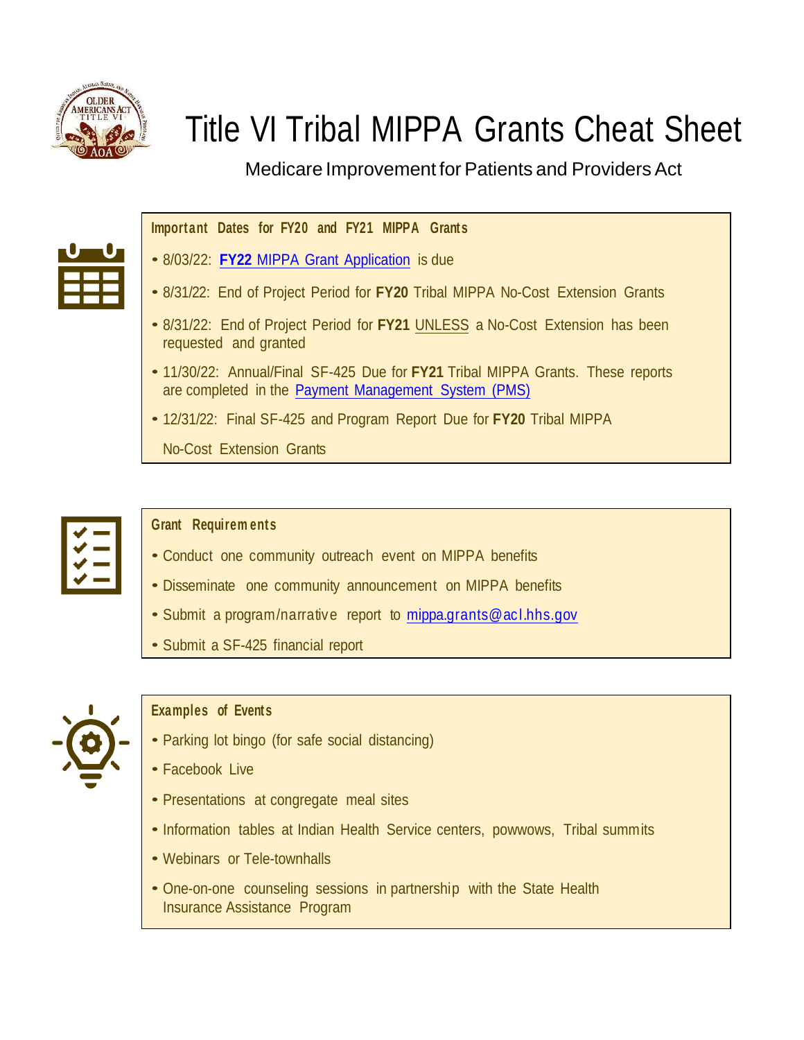# Title VI Tribal MIPPA Grants Cheat Sheet

Medicare Improvement for Patients and Providers Act

## Important Dates for FY20 and FY21 MIPPA Grants

- 8/03/22: **FY22** MIPPA Grant Application is due
- 8/31/22: End of Project Period for **FY20** Tribal MIPPA No-Cost Extension Grants
- 8/31/22: End of Project Period for **FY21** UNLESS a No-Cost Extension has been requested and granted
- 11/30/22: Annual/Final SF-425 Due for **FY21** Tribal MIPPA Grants. These reports are completed in the Payment Management System (PMS)
- 12/31/22: Final SF-425 and Program Report Due for **FY20** Tribal MIPPA No-Cost Extension Grants

## Grant Requirements

- Conduct one community outreach event on MIPPA benefits
- Disseminate one community announcement on MIPPA benefits
- Submit a program/narrative report to mippa.grants@acl.hhs.gov
- Submit a SF-425 financial report

## Examples of Events

- Parking lot bingo (for safe social distancing)
- Facebook Live
- Presentations at congregate meal sites
- Information tables at Indian Health Service centers, powwows, Tribal summits
- Webinars or Tele-townhalls
- One-on-one counseling sessions in partnership with the State Health Insurance Assistance Program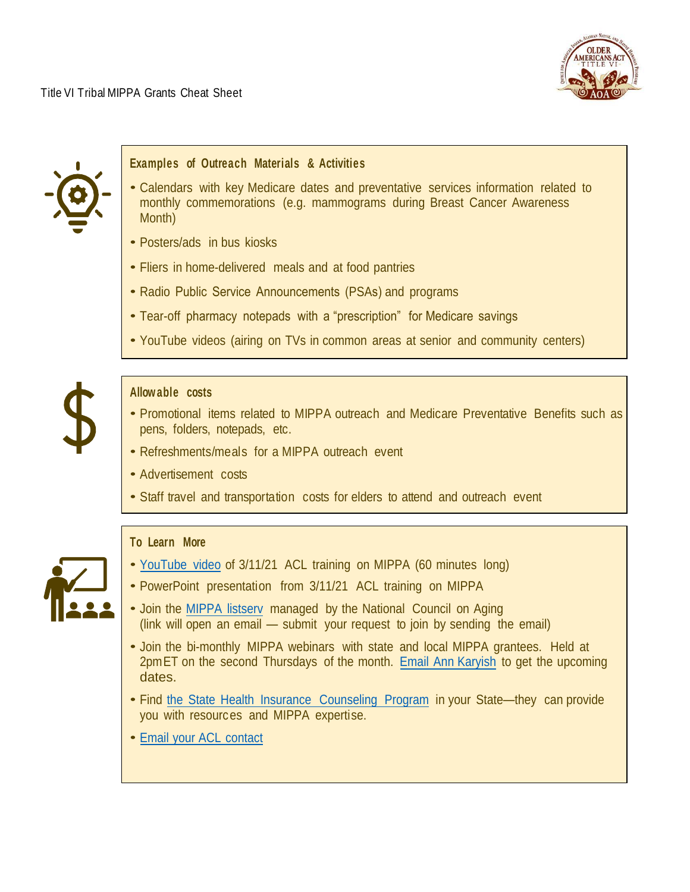Title VI Tribal MIPPA Grants Cheat Sheet

### Examples of Outreach Materials & Activities

- Calendars with key Medicare dates and preventative services information related to monthly commemorations (e.g. mammograms during Breast Cancer Awareness Month)
- Posters/ads in bus kiosks
- Fliers in home-delivered meals and at food pantries
- Radio Public Service Announcements (PSAs) and programs
- Tear-off pharmacy notepads with a "prescription" for Medicare savings
- YouTube videos (airing on TVs in common areas at senior and community centers)

### Allowable costs

- Promotional items related to MIPPA outreach and Medicare Preventative Benefits such as pens, folders, notepads, etc.
- Refreshments/meals for a MIPPA outreach event
- Advertisement costs
- Staff travel and transportation costs for elders to attend and outreach event

### To Learn More

- YouTube video of 3/11/21 ACL training on MIPPA (60 minutes long)
- PowerPoint presentation from 3/11/21 ACL training on MIPPA
- Join the MIPPA listserv managed by the National Council on Aging (link will open an email — submit your request to join by sending the email)
- Join the bi-monthly MIPPA webinars with state and local MIPPA grantees. Held at 2pm ET on the second Thursdays of the month. Email Ann Karyish to get the upcoming dates.
- Find the State Health Insurance Counseling Program in your State—they can provide you with resources and MIPPA expertise.
- Email your ACL contact